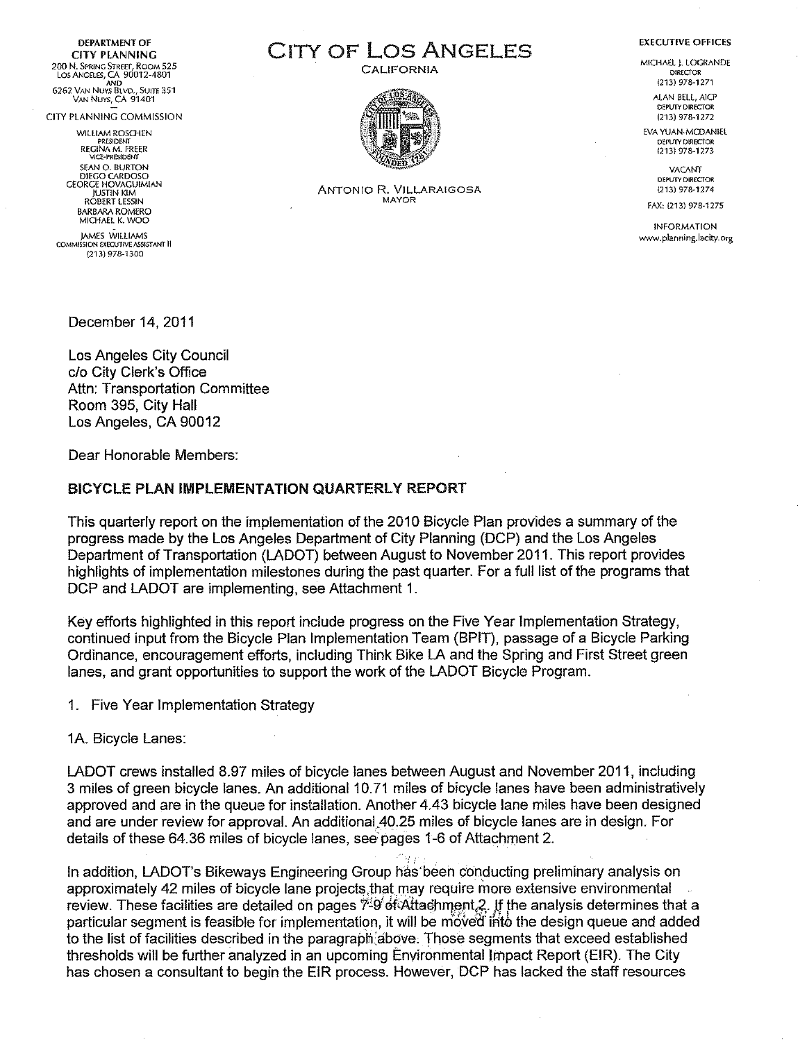DEPARTMENT OF
**CITY PLANNING**
200 N. SPRING STREET, ROOM 525
LOS ANGELES, CA 90012-4801
AND
6262 VAN NUYS BLVD., SUITE 351
VAN NUYS, CA 91401

CITY PLANNING COMMISSION

WILLIAM ROSCHEN
PRESIDENT
REGINA M. FREER
VICE-PRESIDENT
SEAN O. BURTON
DIEGO CARDOSO
GEORGE HOVAGUIMIAN
JUSTIN KIM
ROBERT LESSIN
BARBARA ROMERO
MICHAEL K. WOO

JAMES WILLIAMS
COMMISSION EXECUTIVE ASSISTANT II
(213) 978-1300

# CITY OF LOS ANGELES

CALIFORNIA

ANTONIO R. VILLARAIGOSA
MAYOR

EXECUTIVE OFFICES

MICHAEL J. LOGRANDE
DIRECTOR
(213) 978-1271

ALAN BELL, AICP
DEPUTY DIRECTOR
(213) 978-1272

EVA YUAN-MCDANIEL
DEPUTY DIRECTOR
(213) 978-1273

VACANT
DEPUTY DIRECTOR
(213) 978-1274

FAX: (213) 978-1275

INFORMATION
www.planning.lacity.org

December 14, 2011

Los Angeles City Council
c/o City Clerk's Office
Attn: Transportation Committee
Room 395, City Hall
Los Angeles, CA 90012

Dear Honorable Members:

**BICYCLE PLAN IMPLEMENTATION QUARTERLY REPORT**

This quarterly report on the implementation of the 2010 Bicycle Plan provides a summary of the progress made by the Los Angeles Department of City Planning (DCP) and the Los Angeles Department of Transportation (LADOT) between August to November 2011. This report provides highlights of implementation milestones during the past quarter. For a full list of the programs that DCP and LADOT are implementing, see Attachment 1.

Key efforts highlighted in this report include progress on the Five Year Implementation Strategy, continued input from the Bicycle Plan Implementation Team (BPIT), passage of a Bicycle Parking Ordinance, encouragement efforts, including Think Bike LA and the Spring and First Street green lanes, and grant opportunities to support the work of the LADOT Bicycle Program.

1. Five Year Implementation Strategy

1A. Bicycle Lanes:

LADOT crews installed 8.97 miles of bicycle lanes between August and November 2011, including 3 miles of green bicycle lanes. An additional 10.71 miles of bicycle lanes have been administratively approved and are in the queue for installation. Another 4.43 bicycle lane miles have been designed and are under review for approval. An additional 40.25 miles of bicycle lanes are in design. For details of these 64.36 miles of bicycle lanes, see pages 1-6 of Attachment 2.

In addition, LADOT's Bikeways Engineering Group has been conducting preliminary analysis on approximately 42 miles of bicycle lane projects that may require more extensive environmental review. These facilities are detailed on pages 7-9 of Attachment 2. If the analysis determines that a particular segment is feasible for implementation, it will be moved into the design queue and added to the list of facilities described in the paragraph above. Those segments that exceed established thresholds will be further analyzed in an upcoming Environmental Impact Report (EIR). The City has chosen a consultant to begin the EIR process. However, DCP has lacked the staff resources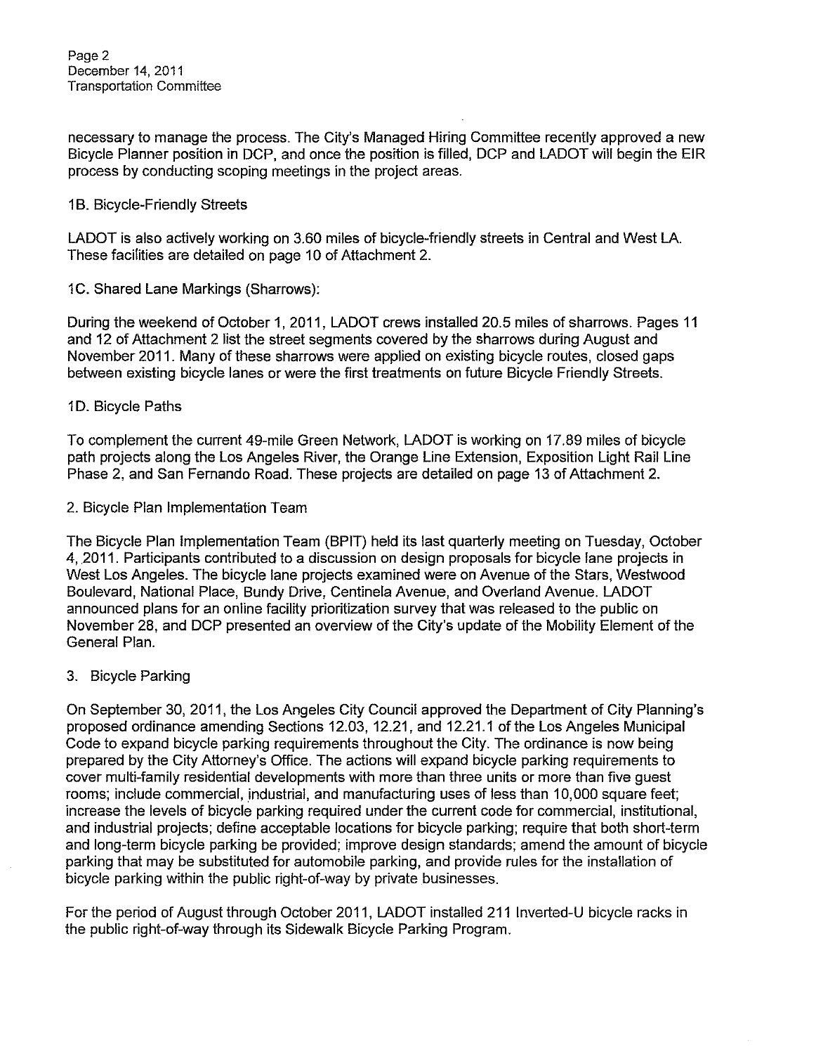necessary to manage the process. The City's Managed Hiring Committee recently approved a new Bicycle Planner position in DCP, and once the position is filled, DCP and LADOT will begin the EIR process by conducting scoping meetings in the project areas.

1B. Bicycle-Friendly Streets

LADOT is also actively working on 3.60 miles of bicycle-friendly streets in Central and West LA. These facilities are detailed on page 10 of Attachment 2.

1C. Shared Lane Markings (Sharrows):

During the weekend of October 1, 2011, LADOT crews installed 20.5 miles of sharrows. Pages 11 and 12 of Attachment 2 list the street segments covered by the sharrows during August and November 2011. Many of these sharrows were applied on existing bicycle routes, closed gaps between existing bicycle lanes or were the first treatments on future Bicycle Friendly Streets.

1D. Bicycle Paths

To complement the current 49-mile Green Network, LADOT is working on 17.89 miles of bicycle path projects along the Los Angeles River, the Orange Line Extension, Exposition Light Rail Line Phase 2, and San Fernando Road. These projects are detailed on page 13 of Attachment 2.

2. Bicycle Plan Implementation Team

The Bicycle Plan Implementation Team (BPIT) held its last quarterly meeting on Tuesday, October 4, 2011. Participants contributed to a discussion on design proposals for bicycle lane projects in West Los Angeles. The bicycle lane projects examined were on Avenue of the Stars, Westwood Boulevard, National Place, Bundy Drive, Centinela Avenue, and Overland Avenue. LADOT announced plans for an online facility prioritization survey that was released to the public on November 28, and DCP presented an overview of the City's update of the Mobility Element of the General Plan.

3. Bicycle Parking

On September 30, 2011, the Los Angeles City Council approved the Department of City Planning's proposed ordinance amending Sections 12.03, 12.21, and 12.21.1 of the Los Angeles Municipal Code to expand bicycle parking requirements throughout the City. The ordinance is now being prepared by the City Attorney's Office. The actions will expand bicycle parking requirements to cover multi-family residential developments with more than three units or more than five guest rooms; include commercial, industrial, and manufacturing uses of less than 10,000 square feet; increase the levels of bicycle parking required under the current code for commercial, institutional, and industrial projects; define acceptable locations for bicycle parking; require that both short-term and long-term bicycle parking be provided; improve design standards; amend the amount of bicycle parking that may be substituted for automobile parking, and provide rules for the installation of bicycle parking within the public right-of-way by private businesses.

For the period of August through October 2011, LADOT installed 211 Inverted-U bicycle racks in the public right-of-way through its Sidewalk Bicycle Parking Program.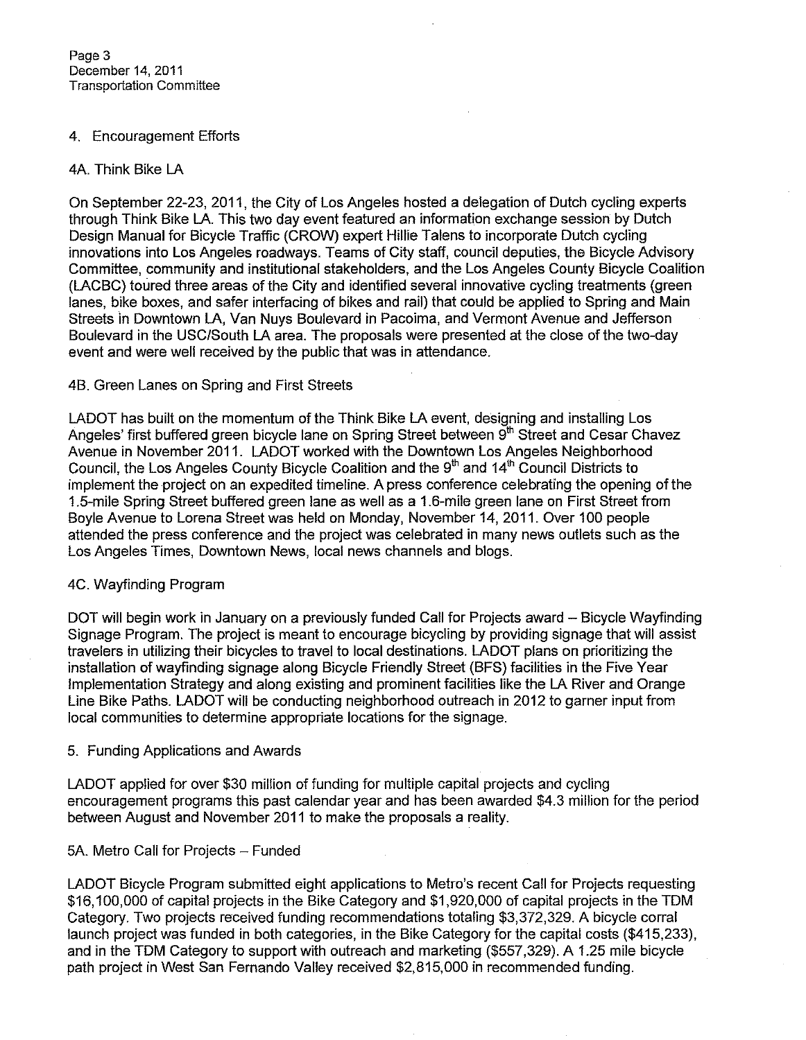4. Encouragement Efforts

4A. Think Bike LA

On September 22-23, 2011, the City of Los Angeles hosted a delegation of Dutch cycling experts through Think Bike LA. This two day event featured an information exchange session by Dutch Design Manual for Bicycle Traffic (CROW) expert Hillie Talens to incorporate Dutch cycling innovations into Los Angeles roadways. Teams of City staff, council deputies, the Bicycle Advisory Committee, community and institutional stakeholders, and the Los Angeles County Bicycle Coalition (LACBC) toured three areas of the City and identified several innovative cycling treatments (green lanes, bike boxes, and safer interfacing of bikes and rail) that could be applied to Spring and Main Streets in Downtown LA, Van Nuys Boulevard in Pacoima, and Vermont Avenue and Jefferson Boulevard in the USC/South LA area. The proposals were presented at the close of the two-day event and were well received by the public that was in attendance.

4B. Green Lanes on Spring and First Streets

LADOT has built on the momentum of the Think Bike LA event, designing and installing Los Angeles' first buffered green bicycle lane on Spring Street between 9th Street and Cesar Chavez Avenue in November 2011. LADOT worked with the Downtown Los Angeles Neighborhood Council, the Los Angeles County Bicycle Coalition and the 9th and 14th Council Districts to implement the project on an expedited timeline. A press conference celebrating the opening of the 1.5-mile Spring Street buffered green lane as well as a 1.6-mile green lane on First Street from Boyle Avenue to Lorena Street was held on Monday, November 14, 2011. Over 100 people attended the press conference and the project was celebrated in many news outlets such as the Los Angeles Times, Downtown News, local news channels and blogs.

4C. Wayfinding Program

DOT will begin work in January on a previously funded Call for Projects award – Bicycle Wayfinding Signage Program. The project is meant to encourage bicycling by providing signage that will assist travelers in utilizing their bicycles to travel to local destinations. LADOT plans on prioritizing the installation of wayfinding signage along Bicycle Friendly Street (BFS) facilities in the Five Year Implementation Strategy and along existing and prominent facilities like the LA River and Orange Line Bike Paths. LADOT will be conducting neighborhood outreach in 2012 to garner input from local communities to determine appropriate locations for the signage.

5. Funding Applications and Awards

LADOT applied for over $30 million of funding for multiple capital projects and cycling encouragement programs this past calendar year and has been awarded $4.3 million for the period between August and November 2011 to make the proposals a reality.

5A. Metro Call for Projects – Funded

LADOT Bicycle Program submitted eight applications to Metro's recent Call for Projects requesting $16,100,000 of capital projects in the Bike Category and $1,920,000 of capital projects in the TDM Category. Two projects received funding recommendations totaling $3,372,329. A bicycle corral launch project was funded in both categories, in the Bike Category for the capital costs ($415,233), and in the TDM Category to support with outreach and marketing ($557,329). A 1.25 mile bicycle path project in West San Fernando Valley received $2,815,000 in recommended funding.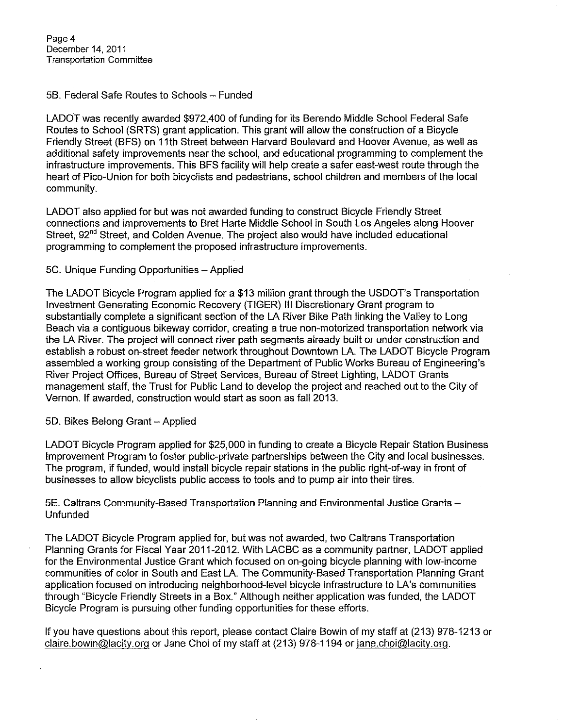5B. Federal Safe Routes to Schools – Funded

LADOT was recently awarded $972,400 of funding for its Berendo Middle School Federal Safe Routes to School (SRTS) grant application. This grant will allow the construction of a Bicycle Friendly Street (BFS) on 11th Street between Harvard Boulevard and Hoover Avenue, as well as additional safety improvements near the school, and educational programming to complement the infrastructure improvements. This BFS facility will help create a safer east-west route through the heart of Pico-Union for both bicyclists and pedestrians, school children and members of the local community.

LADOT also applied for but was not awarded funding to construct Bicycle Friendly Street connections and improvements to Bret Harte Middle School in South Los Angeles along Hoover Street, 92nd Street, and Colden Avenue. The project also would have included educational programming to complement the proposed infrastructure improvements.

5C. Unique Funding Opportunities – Applied

The LADOT Bicycle Program applied for a $13 million grant through the USDOT's Transportation Investment Generating Economic Recovery (TIGER) III Discretionary Grant program to substantially complete a significant section of the LA River Bike Path linking the Valley to Long Beach via a contiguous bikeway corridor, creating a true non-motorized transportation network via the LA River. The project will connect river path segments already built or under construction and establish a robust on-street feeder network throughout Downtown LA. The LADOT Bicycle Program assembled a working group consisting of the Department of Public Works Bureau of Engineering's River Project Offices, Bureau of Street Services, Bureau of Street Lighting, LADOT Grants management staff, the Trust for Public Land to develop the project and reached out to the City of Vernon. If awarded, construction would start as soon as fall 2013.

5D. Bikes Belong Grant – Applied

LADOT Bicycle Program applied for $25,000 in funding to create a Bicycle Repair Station Business Improvement Program to foster public-private partnerships between the City and local businesses. The program, if funded, would install bicycle repair stations in the public right-of-way in front of businesses to allow bicyclists public access to tools and to pump air into their tires.

5E. Caltrans Community-Based Transportation Planning and Environmental Justice Grants – Unfunded

The LADOT Bicycle Program applied for, but was not awarded, two Caltrans Transportation Planning Grants for Fiscal Year 2011-2012. With LACBC as a community partner, LADOT applied for the Environmental Justice Grant which focused on on-going bicycle planning with low-income communities of color in South and East LA. The Community-Based Transportation Planning Grant application focused on introducing neighborhood-level bicycle infrastructure to LA's communities through "Bicycle Friendly Streets in a Box." Although neither application was funded, the LADOT Bicycle Program is pursuing other funding opportunities for these efforts.

If you have questions about this report, please contact Claire Bowin of my staff at (213) 978-1213 or claire.bowin@lacity.org or Jane Choi of my staff at (213) 978-1194 or jane.choi@lacity.org.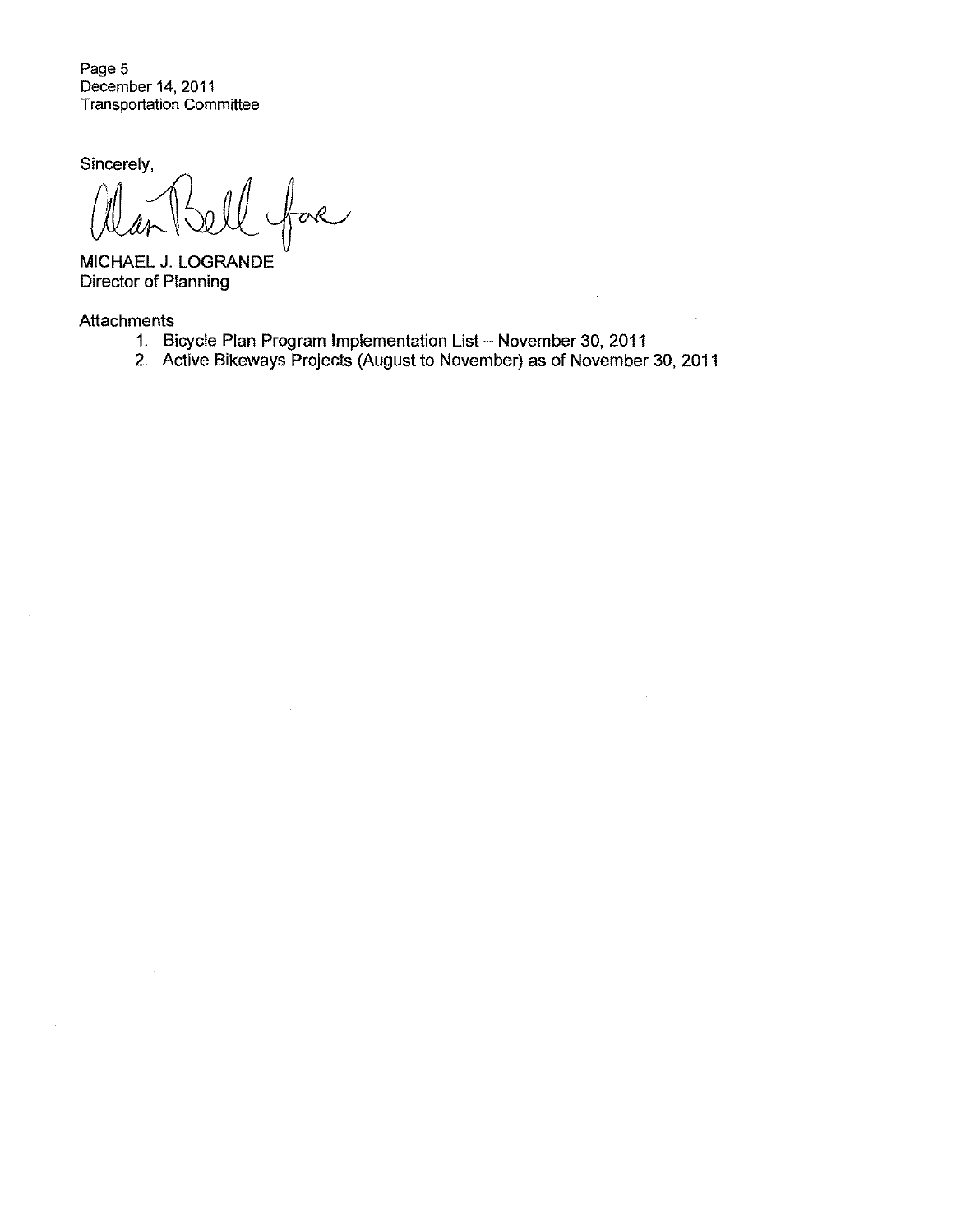Sincerely,

Alan Bell for

MICHAEL J. LOGRANDE
Director of Planning

Attachments

1. Bicycle Plan Program Implementation List – November 30, 2011
2. Active Bikeways Projects (August to November) as of November 30, 2011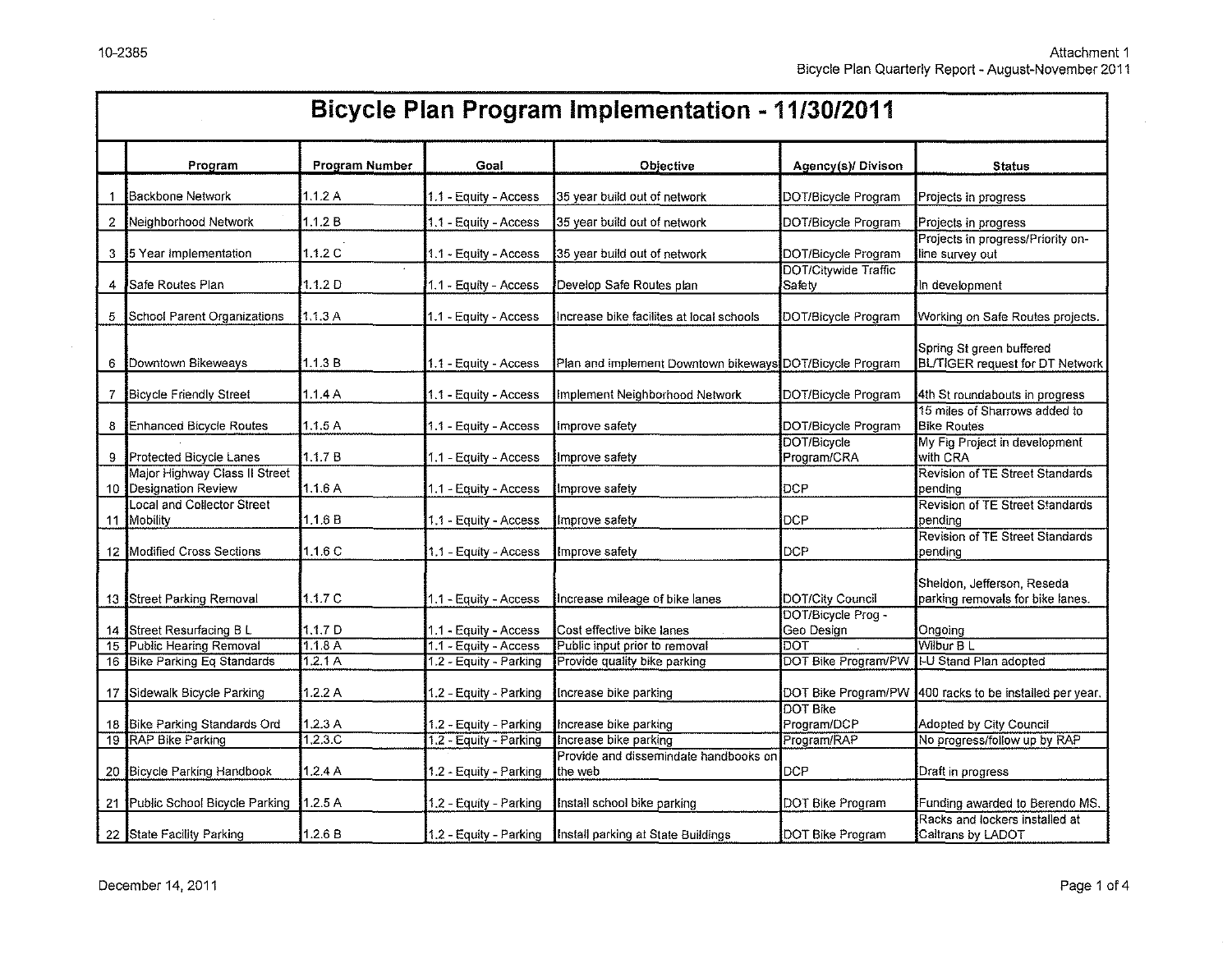# Bicycle Plan Program Implementation - 11/30/2011

| | Program | Program Number | Goal | Objective | Agency(s)/ Divison | Status |
|---|---|---|---|---|---|---|
| 1 | Backbone Network | 1.1.2 A | 1.1 - Equity - Access | 35 year build out of network | DOT/Bicycle Program | Projects in progress |
| 2 | Neighborhood Network | 1.1.2 B | 1.1 - Equity - Access | 35 year build out of network | DOT/Bicycle Program | Projects in progress |
| 3 | 5 Year Implementation | 1.1.2 C | 1.1 - Equity - Access | 35 year build out of network | DOT/Bicycle Program | Projects in progress/Priority on-line survey out |
| 4 | Safe Routes Plan | 1.1.2 D | 1.1 - Equity - Access | Develop Safe Routes plan | DOT/Citywide Traffic Safety | In development |
| 5 | School Parent Organizations | 1.1.3 A | 1.1 - Equity - Access | Increase bike facilites at local schools | DOT/Bicycle Program | Working on Safe Routes projects. |
| 6 | Downtown Bikeweays | 1.1.3 B | 1.1 - Equity - Access | Plan and implement Downtown bikeways | DOT/Bicycle Program | Spring St green buffered BL/TIGER request for DT Network |
| 7 | Bicycle Friendly Street | 1.1.4 A | 1.1 - Equity - Access | Implement Neighborhood Network | DOT/Bicycle Program | 4th St roundabouts in progress |
| 8 | Enhanced Bicycle Routes | 1.1.5 A | 1.1 - Equity - Access | Improve safety | DOT/Bicycle Program | 15 miles of Sharrows added to Bike Routes |
| 9 | Protected Bicycle Lanes | 1.1.7 B | 1.1 - Equity - Access | Improve safety | DOT/Bicycle Program/CRA | My Fig Project in development with CRA |
| 10 | Major Highway Class II Street Designation Review | 1.1.6 A | 1.1 - Equity - Access | Improve safety | DCP | Revision of TE Street Standards pending |
| 11 | Local and Collector Street Mobility | 1.1.6 B | 1.1 - Equity - Access | Improve safety | DCP | Revision of TE Street Standards pending |
| 12 | Modified Cross Sections | 1.1.6 C | 1.1 - Equity - Access | Improve safety | DCP | Revision of TE Street Standards pending |
| 13 | Street Parking Removal | 1.1.7 C | 1.1 - Equity - Access | Increase mileage of bike lanes | DOT/City Council | Sheldon, Jefferson, Reseda parking removals for bike lanes. |
| 14 | Street Resurfacing B L | 1.1.7 D | 1.1 - Equity - Access | Cost effective bike lanes | DOT/Bicycle Prog - Geo Design | Ongoing |
| 15 | Public Hearing Removal | 1.1.8 A | 1.1 - Equity - Access | Public input prior to removal | DOT | Wilbur B L |
| 16 | Bike Parking Eq Standards | 1.2.1 A | 1.2 - Equity - Parking | Provide quality bike parking | DOT Bike Program/PW | I-U Stand Plan adopted |
| 17 | Sidewalk Bicycle Parking | 1.2.2 A | 1.2 - Equity - Parking | Increase bike parking | DOT Bike Program/PW | 400 racks to be installed per year. |
| 18 | Bike Parking Standards Ord | 1.2.3 A | 1.2 - Equity - Parking | Increase bike parking | DOT Bike Program/DCP | Adopted by City Council |
| 19 | RAP Bike Parking | 1.2.3.C | 1.2 - Equity - Parking | Increase bike parking | Program/RAP | No progress/follow up by RAP |
| 20 | Bicycle Parking Handbook | 1.2.4 A | 1.2 - Equity - Parking | Provide and dissemindate handbooks on the web | DCP | Draft in progress |
| 21 | Public School Bicycle Parking | 1.2.5 A | 1.2 - Equity - Parking | Install school bike parking | DOT Bike Program | Funding awarded to Berendo MS. |
| 22 | State Facility Parking | 1.2.6 B | 1.2 - Equity - Parking | Install parking at State Buildings | DOT Bike Program | Racks and lockers installed at Caltrans by LADOT |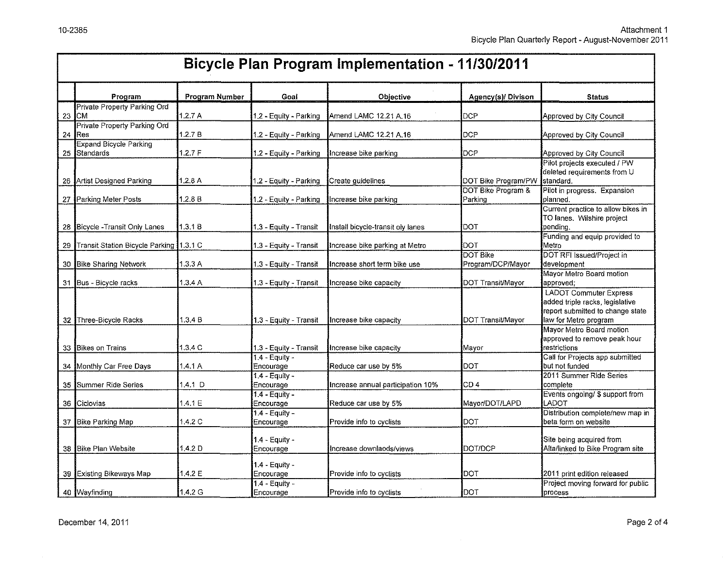# Bicycle Plan Program Implementation - 11/30/2011

| | Program | Program Number | Goal | Objective | Agency(s)/ Divison | Status |
|---|---|---|---|---|---|---|
| 23 | Private Property Parking Ord CM | 1.2.7 A | 1.2 - Equity - Parking | Amend LAMC 12.21 A.16 | DCP | Approved by City Council |
| 24 | Private Property Parking Ord Res | 1.2.7 B | 1.2 - Equity - Parking | Amend LAMC 12.21 A.16 | DCP | Approved by City Council |
| 25 | Expand Bicycle Parking Standards | 1.2.7 F | 1.2 - Equity - Parking | Increase bike parking | DCP | Approved by City Council |
| 26 | Artist Designed Parking | 1.2.8 A | 1.2 - Equity - Parking | Create guidelines | DOT Bike Program/PW | Pilot projects executed / PW deleted requirements from U standard. |
| 27 | Parking Meter Posts | 1.2.8 B | 1.2 - Equity - Parking | Increase bike parking | DOT Bike Program & Parking | Pilot in progress. Expansion planned. |
| 28 | Bicycle -Transit Only Lanes | 1.3.1 B | 1.3 - Equity - Transit | Install bicycle-transit oly lanes | DOT | Current practice to allow bikes in TO lanes. Wilshire project pending. |
| 29 | Transit Station Bicycle Parking | 1.3.1 C | 1.3 - Equity - Transit | Increase bike parking at Metro | DOT | Funding and equip provided to Metro |
| 30 | Bike Sharing Network | 1.3.3 A | 1.3 - Equity - Transit | Increase short term bike use | DOT Bike Program/DCP/Mayor | DOT RFI Issued/Project in development |
| 31 | Bus - Bicycle racks | 1.3.4 A | 1.3 - Equity - Transit | Increase bike capacity | DOT Transit/Mayor | Mayor Metro Board motion approved; |
| 32 | Three-Bicycle Racks | 1.3.4 B | 1.3 - Equity - Transit | Increase bike capacity | DOT Transit/Mayor | LADOT Commuter Express added triple racks, legislative report submitted to change state law for Metro program |
| 33 | Bikes on Trains | 1.3.4 C | 1.3 - Equity - Transit | Increase bike capacity | Mayor | Mayor Metro Board motion approved to remove peak hour restrictions |
| 34 | Monthly Car Free Days | 1.4.1 A | 1.4 - Equity - Encourage | Reduce car use by 5% | DOT | Call for Projects app submitted but not funded |
| 35 | Summer Ride Series | 1.4.1 D | 1.4 - Equity - Encourage | Increase annual participation 10% | CD 4 | 2011 Summer Ride Series complete |
| 36 | Ciclovias | 1.4.1 E | 1.4 - Equity - Encourage | Reduce car use by 5% | Mayor/DOT/LAPD | Events ongoing/ $ support from LADOT |
| 37 | Bike Parking Map | 1.4.2 C | 1.4 - Equity - Encourage | Provide info to cyclists | DOT | Distribution complete/new map in beta form on website |
| 38 | Bike Plan Website | 1.4.2 D | 1.4 - Equity - Encourage | Increase downlaods/views | DOT/DCP | Site being acquired from Alta/linked to Bike Program site |
| 39 | Existing Bikeways Map | 1.4.2 E | 1.4 - Equity - Encourage | Provide info to cyclists | DOT | 2011 print edition released |
| 40 | Wayfinding | 1.4.2 G | 1.4 - Equity - Encourage | Provide info to cyclists | DOT | Project moving forward for public process |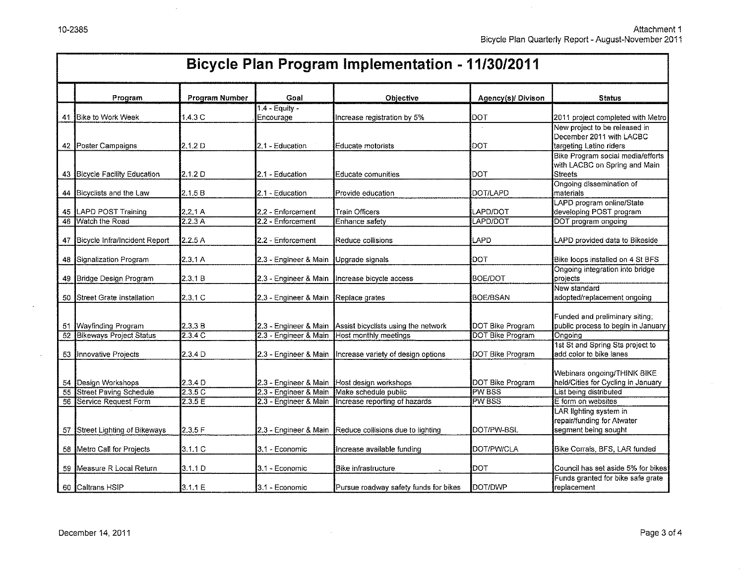# Bicycle Plan Program Implementation - 11/30/2011

| | Program | Program Number | Goal | Objective | Agency(s)/ Divison | Status |
|---|---|---|---|---|---|---|
| 41 | Bike to Work Week | 1.4.3 C | 1.4 - Equity - Encourage | Increase registration by 5% | DOT | 2011 project completed with Metro |
| 42 | Poster Campaigns | 2.1.2 D | 2.1 - Education | Educate motorists | DOT | New project to be released in December 2011 with LACBC targeting Latino riders |
| 43 | Bicycle Facility Education | 2.1.2 D | 2.1 - Education | Educate comunities | DOT | Bike Program social media/efforts with LACBC on Spring and Main Streets |
| 44 | Bicyclists and the Law | 2.1.5 B | 2.1 - Education | Provide education | DOT/LAPD | Ongoing dissemination of materials |
| 45 | LAPD POST Training | 2.2.1 A | 2.2 - Enforcement | Train Officers | LAPD/DOT | LAPD program online/State developing POST program |
| 46 | Watch the Road | 2.2.3 A | 2.2 - Enforcement | Enhance safety | LAPD/DOT | DOT program ongoing |
| 47 | Bicycle Infra/Incident Report | 2.2.5 A | 2.2 - Enforcement | Reduce collisions | LAPD | LAPD provided data to Bikeside |
| 48 | Signalization Program | 2.3.1 A | 2.3 - Engineer & Main | Upgrade signals | DOT | Bike loops installed on 4 St BFS |
| 49 | Bridge Design Program | 2.3.1 B | 2.3 - Engineer & Main | Increase bicycle access | BOE/DOT | Ongoing integration into bridge projects |
| 50 | Street Grate Installation | 2.3.1 C | 2.3 - Engineer & Main | Replace grates | BOE/BSAN | New standard adopted/replacement ongoing |
| 51 | Wayfinding Program | 2.3.3 B | 2.3 - Engineer & Main | Assist bicyclists using the network | DOT Bike Program | Funded and preliminary siting; public process to begin in January |
| 52 | Bikeways Project Status | 2.3.4 C | 2.3 - Engineer & Main | Host monthly meetings | DOT Bike Program | Ongoing |
| 53 | Innovative Projects | 2.3.4 D | 2.3 - Engineer & Main | Increase variety of design options | DOT Bike Program | 1st St and Spring Sts project to add color to bike lanes |
| 54 | Design Workshops | 2.3.4 D | 2.3 - Engineer & Main | Host design workshops | DOT Bike Program | Webinars ongoing/THINK BIKE held/Cities for Cycling in January |
| 55 | Street Paving Schedule | 2.3.5 C | 2.3 - Engineer & Main | Make schedule public | PW BSS | List being distributed |
| 56 | Service Request Form | 2.3.5 E | 2.3 - Engineer & Main | Increase reporting of hazards | PW BSS | E form on websites |
| 57 | Street Lighting of Bikeways | 2.3.5 F | 2.3 - Engineer & Main | Reduce collisions due to lighting | DOT/PW-BSL | LAR lighting system in repair/funding for Atwater segment being sought |
| 58 | Metro Call for Projects | 3.1.1 C | 3.1 - Economic | Increase available funding | DOT/PW/CLA | Bike Corrals, BFS, LAR funded |
| 59 | Measure R Local Return | 3.1.1 D | 3.1 - Economic | Bike infrastructure | DOT | Council has set aside 5% for bikes |
| 60 | Caltrans HSIP | 3.1.1 E | 3.1 - Economic | Pursue roadway safety funds for bikes | DOT/DWP | Funds granted for bike safe grate replacement |

December 14, 2011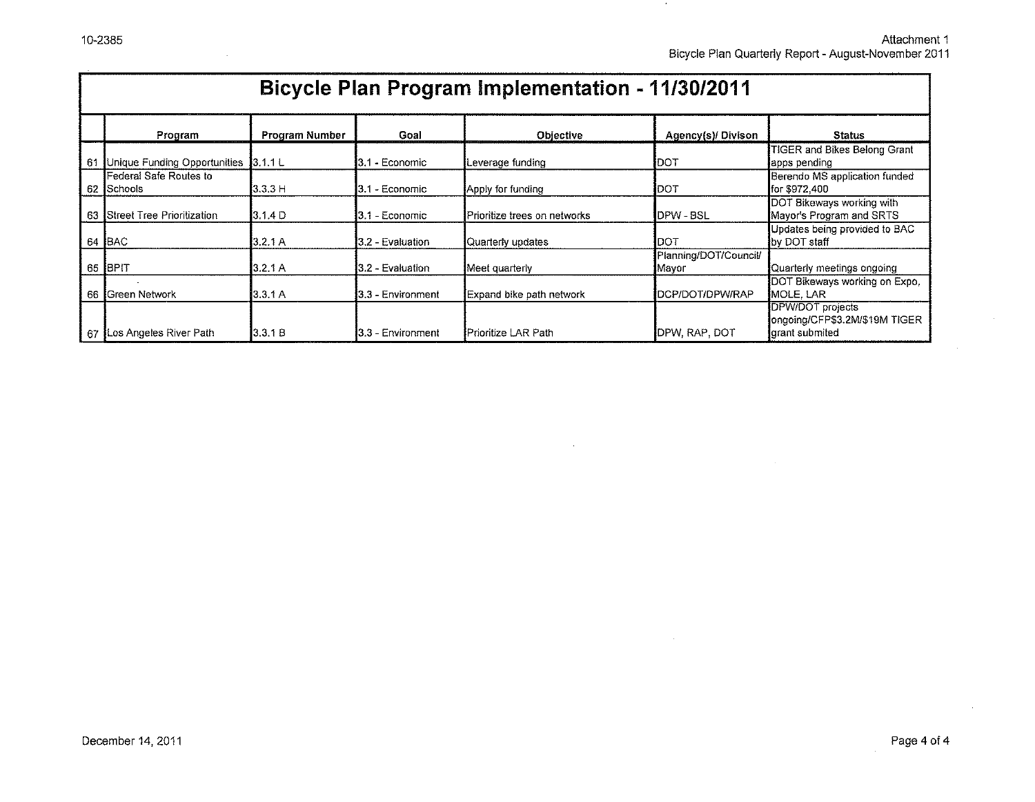# Bicycle Plan Program Implementation - 11/30/2011

| | Program | Program Number | Goal | Objective | Agency(s)/ Divison | Status |
|---|---|---|---|---|---|---|
| 61 | Unique Funding Opportunities | 3.1.1 L | 3.1 - Economic | Leverage funding | DOT | TIGER and Bikes Belong Grant apps pending |
| 62 | Federal Safe Routes to Schools | 3.3.3 H | 3.1 - Economic | Apply for funding | DOT | Berendo MS application funded for $972,400 |
| 63 | Street Tree Prioritization | 3.1.4 D | 3.1 - Economic | Prioritize trees on networks | DPW - BSL | DOT Bikeways working with Mayor's Program and SRTS |
| 64 | BAC | 3.2.1 A | 3.2 - Evaluation | Quarterly updates | DOT | Updates being provided to BAC by DOT staff |
| 65 | BPIT | 3.2.1 A | 3.2 - Evaluation | Meet quarterly | Planning/DOT/Council/ Mayor | Quarterly meetings ongoing |
| 66 | Green Network | 3.3.1 A | 3.3 - Environment | Expand bike path network | DCP/DOT/DPW/RAP | DOT Bikeways working on Expo, MOLE, LAR |
| 67 | Los Angeles River Path | 3.3.1 B | 3.3 - Environment | Prioritize LAR Path | DPW, RAP, DOT | DPW/DOT projects ongoing/CFP$3.2M/$19M TIGER grant submited |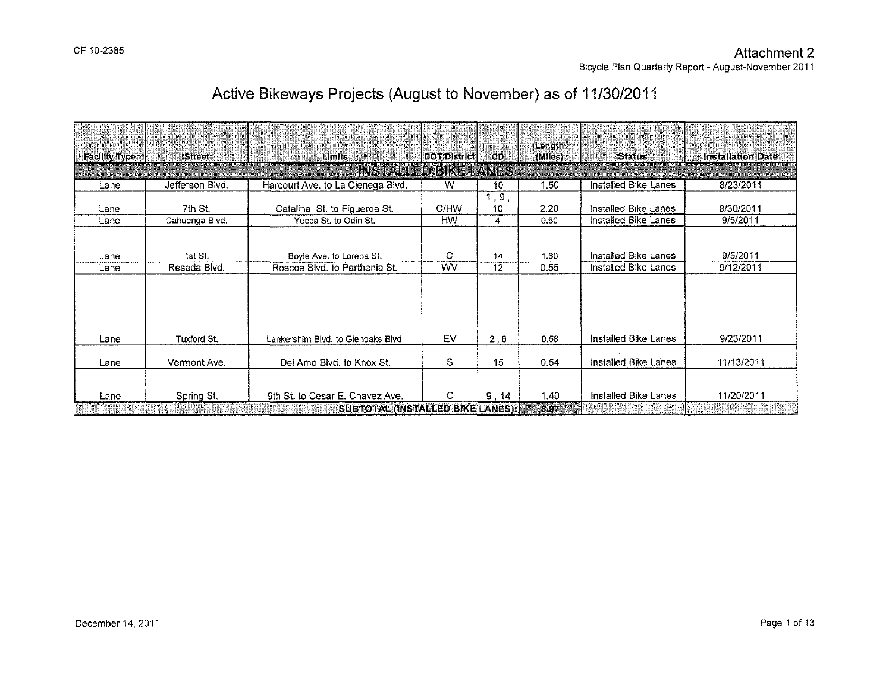CF 10-2385

# Attachment 2

Bicycle Plan Quarterly Report - August-November 2011

## Active Bikeways Projects (August to November) as of 11/30/2011

| Facility Type | Street | Limits | DOT District | CD | Length (Miles) | Status | Installation Date |
|---|---|---|---|---|---|---|---|
| INSTALLED BIKE LANES | | | | | | | |
| Lane | Jefferson Blvd. | Harcourt Ave. to La Cienega Blvd. | W | 10 | 1.50 | Installed Bike Lanes | 8/23/2011 |
| Lane | 7th St. | Catalina St. to Figueroa St. | C/HW | 1, 9, 10 | 2.20 | Installed Bike Lanes | 8/30/2011 |
| Lane | Cahuenga Blvd. | Yucca St. to Odin St. | HW | 4 | 0.60 | Installed Bike Lanes | 9/5/2011 |
| Lane | 1st St. | Boyle Ave. to Lorena St. | C | 14 | 1.60 | Installed Bike Lanes | 9/5/2011 |
| Lane | Reseda Blvd. | Roscoe Blvd. to Parthenia St. | WV | 12 | 0.55 | Installed Bike Lanes | 9/12/2011 |
| Lane | Tuxford St. | Lankershim Blvd. to Glenoaks Blvd. | EV | 2, 6 | 0.58 | Installed Bike Lanes | 9/23/2011 |
| Lane | Vermont Ave. | Del Amo Blvd. to Knox St. | S | 15 | 0.54 | Installed Bike Lanes | 11/13/2011 |
| Lane | Spring St. | 9th St. to Cesar E. Chavez Ave. | C | 9, 14 | 1.40 | Installed Bike Lanes | 11/20/2011 |
| SUBTOTAL (INSTALLED BIKE LANES): | | | | | 8.97 | | |

December 14, 2011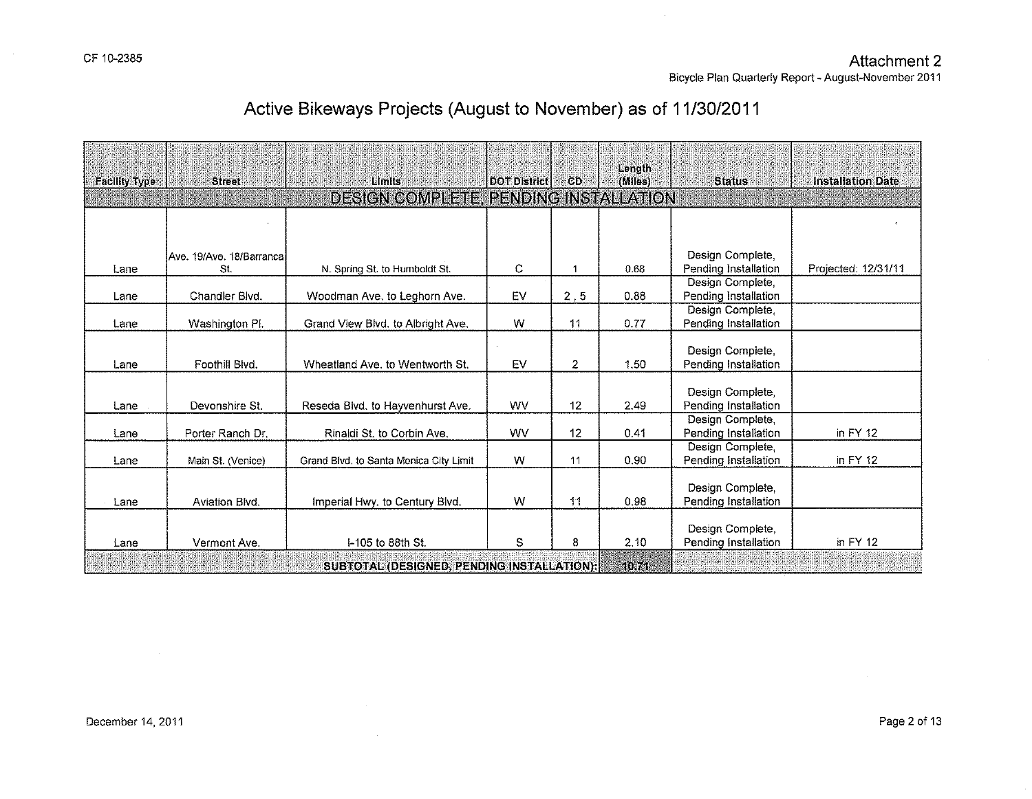CF 10-2385

## Attachment 2

Bicycle Plan Quarterly Report - August-November 2011

# Active Bikeways Projects (August to November) as of 11/30/2011

| Facility Type | Street | Limits | DOT District | CD | Length (Miles) | Status | Installation Date |
|---|---|---|---|---|---|---|---|
| **DESIGN COMPLETE, PENDING INSTALLATION** | | | | | | | |
| Lane | Ave. 19/Ave. 18/Barranca St. | N. Spring St. to Humboldt St. | C | 1 | 0.68 | Design Complete, Pending Installation | Projected: 12/31/11 |
| Lane | Chandler Blvd. | Woodman Ave. to Leghorn Ave. | EV | 2 , 5 | 0.88 | Design Complete, Pending Installation | |
| Lane | Washington Pl. | Grand View Blvd. to Albright Ave. | W | 11 | 0.77 | Design Complete, Pending Installation | |
| Lane | Foothill Blvd. | Wheatland Ave. to Wentworth St. | EV | 2 | 1.50 | Design Complete, Pending Installation | |
| Lane | Devonshire St. | Reseda Blvd. to Hayvenhurst Ave. | WV | 12 | 2.49 | Design Complete, Pending Installation | |
| Lane | Porter Ranch Dr. | Rinaldi St. to Corbin Ave. | WV | 12 | 0.41 | Design Complete, Pending Installation | in FY 12 |
| Lane | Main St. (Venice) | Grand Blvd. to Santa Monica City Limit | W | 11 | 0.90 | Design Complete, Pending Installation | in FY 12 |
| Lane | Aviation Blvd. | Imperial Hwy. to Century Blvd. | W | 11 | 0.98 | Design Complete, Pending Installation | |
| Lane | Vermont Ave. | I-105 to 88th St. | S | 8 | 2.10 | Design Complete, Pending Installation | in FY 12 |
| | | **SUBTOTAL (DESIGNED, PENDING INSTALLATION):** | | | **10.71** | | |

December 14, 2011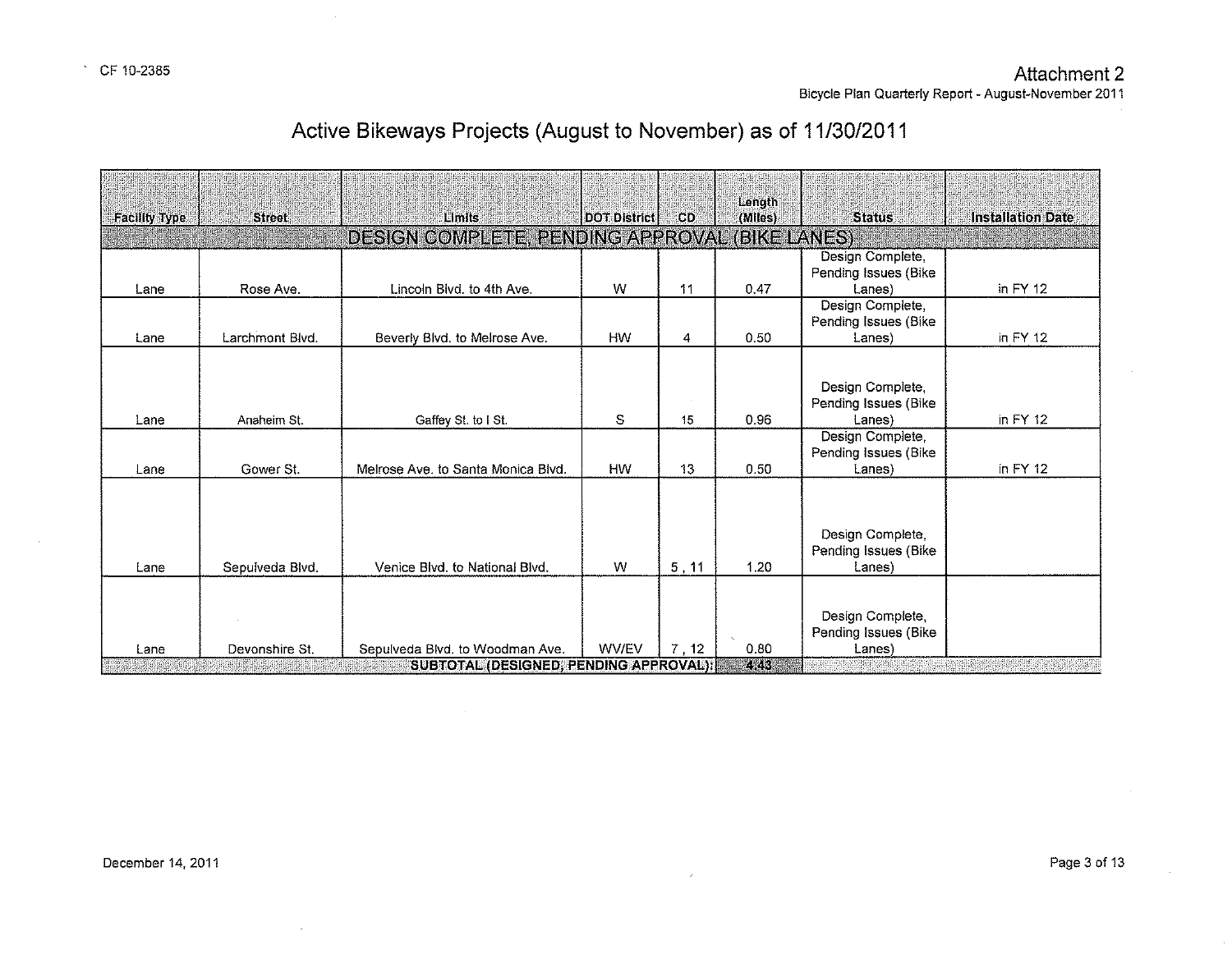CF 10-2385

## Attachment 2

Bicycle Plan Quarterly Report - August-November 2011

# Active Bikeways Projects (August to November) as of 11/30/2011

| Facility Type | Street | Limits | DOT District | CD | Length (Miles) | Status | Installation Date |
|---|---|---|---|---|---|---|---|
| DESIGN COMPLETE, PENDING APPROVAL (BIKE LANES) | | | | | | | |
| Lane | Rose Ave. | Lincoln Blvd. to 4th Ave. | W | 11 | 0.47 | Design Complete, Pending Issues (Bike Lanes) | in FY 12 |
| Lane | Larchmont Blvd. | Beverly Blvd. to Melrose Ave. | HW | 4 | 0.50 | Design Complete, Pending Issues (Bike Lanes) | in FY 12 |
| Lane | Anaheim St. | Gaffey St. to I St. | S | 15 | 0.96 | Design Complete, Pending Issues (Bike Lanes) | in FY 12 |
| Lane | Gower St. | Melrose Ave. to Santa Monica Blvd. | HW | 13 | 0.50 | Design Complete, Pending Issues (Bike Lanes) | in FY 12 |
| Lane | Sepulveda Blvd. | Venice Blvd. to National Blvd. | W | 5 , 11 | 1.20 | Design Complete, Pending Issues (Bike Lanes) | |
| Lane | Devonshire St. | Sepulveda Blvd. to Woodman Ave. | WV/EV | 7 , 12 | 0.80 | Design Complete, Pending Issues (Bike Lanes) | |
| | | SUBTOTAL (DESIGNED, PENDING APPROVAL): | | | 4.43 | | |

December 14, 2011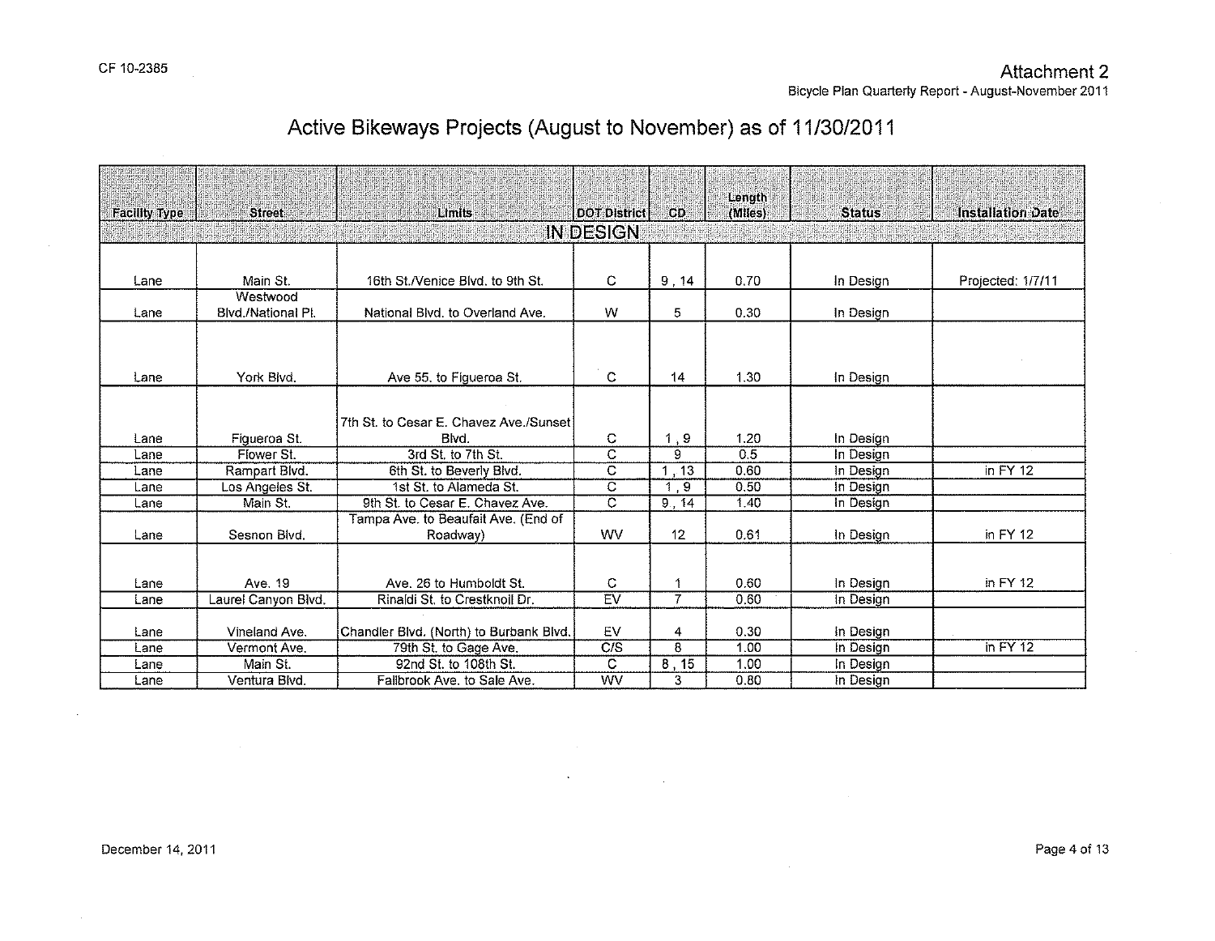# Active Bikeways Projects (August to November) as of 11/30/2011

| Facility Type | Street | Limits | DOT District | CD | Length (Miles) | Status | Installation Date |
|---|---|---|---|---|---|---|---|
| | | | IN DESIGN | | | | |
| Lane | Main St. | 16th St./Venice Blvd. to 9th St. | C | 9 , 14 | 0.70 | In Design | Projected: 1/7/11 |
| Lane | Westwood Blvd./National Pl. | National Blvd. to Overland Ave. | W | 5 | 0.30 | In Design | |
| Lane | York Blvd. | Ave 55. to Figueroa St. | C | 14 | 1.30 | In Design | |
| Lane | Figueroa St. | 7th St. to Cesar E. Chavez Ave./Sunset Blvd. | C | 1 , 9 | 1.20 | In Design | |
| Lane | Flower St. | 3rd St. to 7th St. | C | 9 | 0.5 | In Design | |
| Lane | Rampart Blvd. | 6th St. to Beverly Blvd. | C | 1 , 13 | 0.60 | In Design | in FY 12 |
| Lane | Los Angeles St. | 1st St. to Alameda St. | C | 1 , 9 | 0.50 | In Design | |
| Lane | Main St. | 9th St. to Cesar E. Chavez Ave. | C | 9 , 14 | 1.40 | In Design | |
| Lane | Sesnon Blvd. | Tampa Ave. to Beaufait Ave. (End of Roadway) | WV | 12 | 0.61 | In Design | in FY 12 |
| Lane | Ave. 19 | Ave. 26 to Humboldt St. | C | 1 | 0.60 | In Design | in FY 12 |
| Lane | Laurel Canyon Blvd. | Rinaldi St. to Crestknoll Dr. | EV | 7 | 0.60 | In Design | |
| Lane | Vineland Ave. | Chandler Blvd. (North) to Burbank Blvd. | EV | 4 | 0.30 | In Design | |
| Lane | Vermont Ave. | 79th St. to Gage Ave. | C/S | 8 | 1.00 | In Design | in FY 12 |
| Lane | Main St. | 92nd St. to 108th St. | C | 8 , 15 | 1.00 | In Design | |
| Lane | Ventura Blvd. | Fallbrook Ave. to Sale Ave. | WV | 3 | 0.80 | In Design | |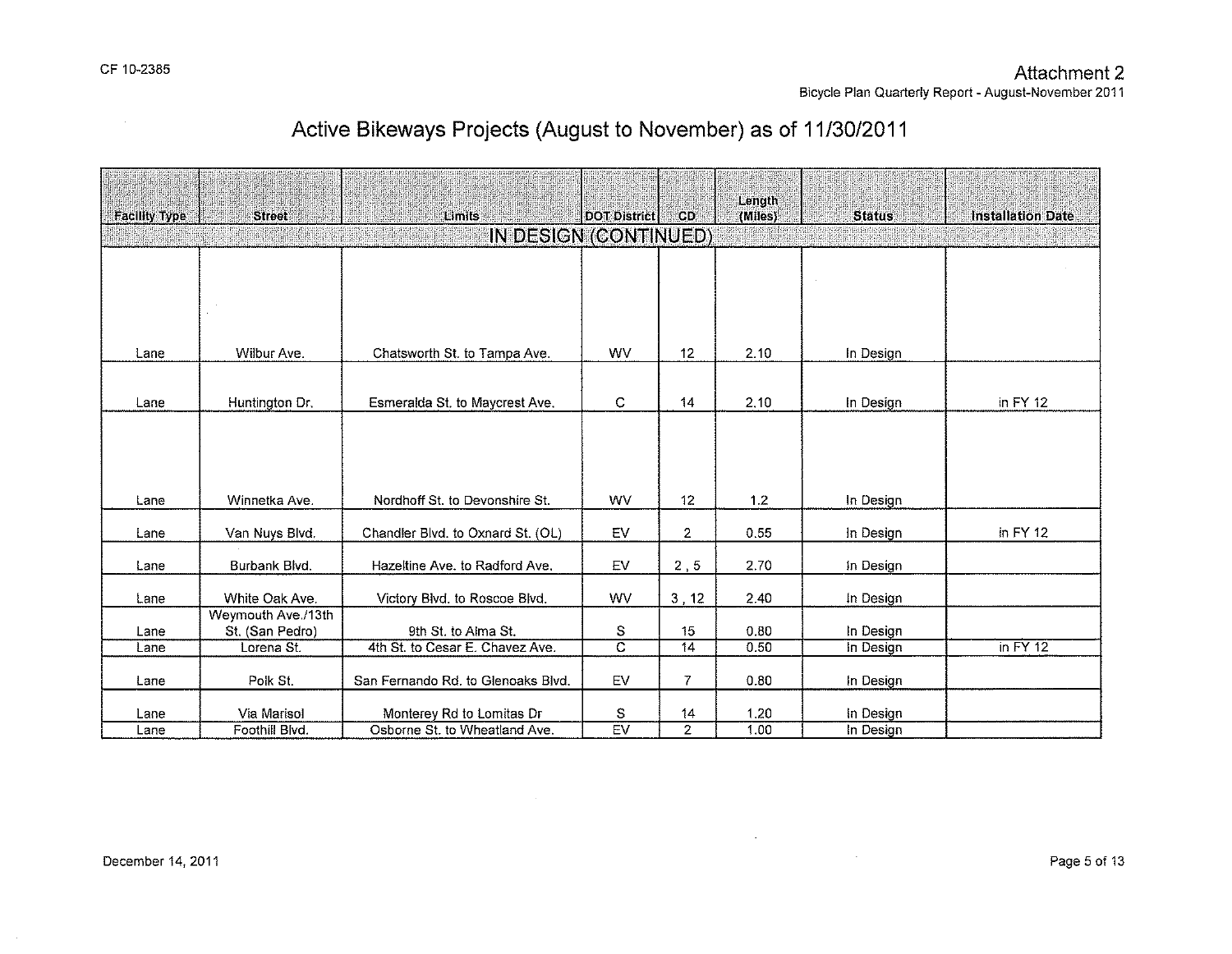CF 10-2385

Attachment 2

Bicycle Plan Quarterly Report - August-November 2011

# Active Bikeways Projects (August to November) as of 11/30/2011

| Facility Type | Street | Limits | DOT District | CD | Length (Miles) | Status | Installation Date |
|---|---|---|---|---|---|---|---|
| IN DESIGN (CONTINUED) | | | | | | | |
| Lane | Wilbur Ave. | Chatsworth St. to Tampa Ave. | WV | 12 | 2.10 | In Design | |
| Lane | Huntington Dr. | Esmeralda St. to Maycrest Ave. | C | 14 | 2.10 | In Design | in FY 12 |
| Lane | Winnetka Ave. | Nordhoff St. to Devonshire St. | WV | 12 | 1.2 | In Design | |
| Lane | Van Nuys Blvd. | Chandler Blvd. to Oxnard St. (OL) | EV | 2 | 0.55 | In Design | in FY 12 |
| Lane | Burbank Blvd. | Hazeltine Ave. to Radford Ave. | EV | 2 , 5 | 2.70 | In Design | |
| Lane | White Oak Ave. | Victory Blvd. to Roscoe Blvd. | WV | 3 , 12 | 2.40 | In Design | |
| Lane | Weymouth Ave./13th St. (San Pedro) | 9th St. to Alma St. | S | 15 | 0.80 | In Design | |
| Lane | Lorena St. | 4th St. to Cesar E. Chavez Ave. | C | 14 | 0.50 | In Design | in FY 12 |
| Lane | Polk St. | San Fernando Rd. to Glenoaks Blvd. | EV | 7 | 0.80 | In Design | |
| Lane | Via Marisol | Monterey Rd to Lomitas Dr | S | 14 | 1.20 | In Design | |
| Lane | Foothill Blvd. | Osborne St. to Wheatland Ave. | EV | 2 | 1.00 | In Design | |

December 14, 2011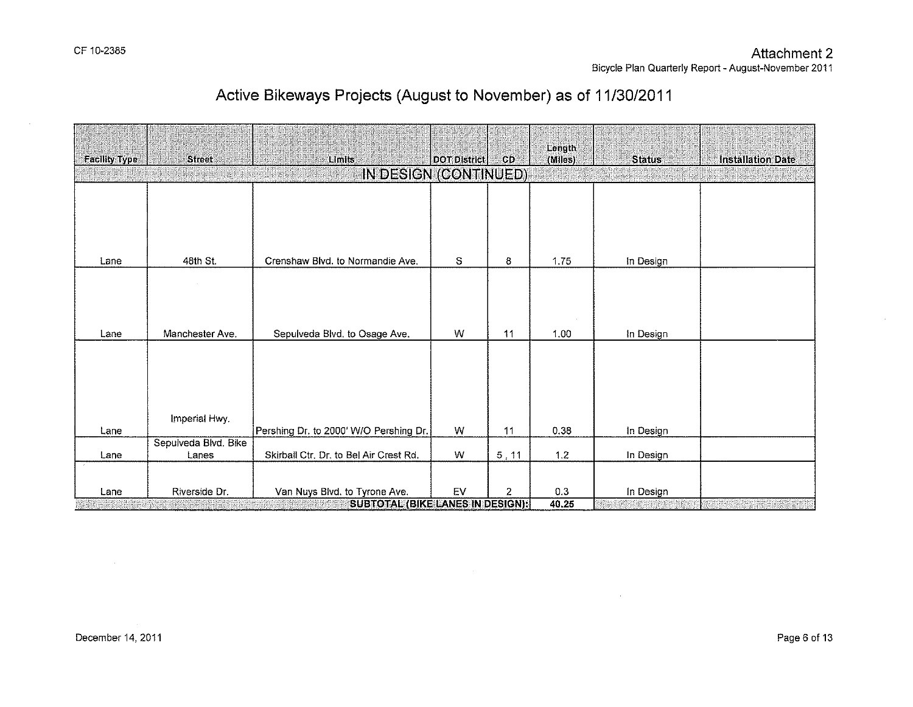CF 10-2385

Attachment 2

Bicycle Plan Quarterly Report - August-November 2011

# Active Bikeways Projects (August to November) as of 11/30/2011

| Facility Type | Street | Limits | DOT District | CD | Length (Miles) | Status | Installation Date |
|---|---|---|---|---|---|---|---|
| IN DESIGN (CONTINUED) | | | | | | | |
| Lane | 48th St. | Crenshaw Blvd. to Normandie Ave. | S | 8 | 1.75 | In Design | |
| Lane | Manchester Ave. | Sepulveda Blvd. to Osage Ave. | W | 11 | 1.00 | In Design | |
| Lane | Imperial Hwy. | Pershing Dr. to 2000' W/O Pershing Dr. | W | 11 | 0.38 | In Design | |
| Lane | Sepulveda Blvd. Bike Lanes | Skirball Ctr. Dr. to Bel Air Crest Rd. | W | 5 , 11 | 1.2 | In Design | |
| Lane | Riverside Dr. | Van Nuys Blvd. to Tyrone Ave. | EV | 2 | 0.3 | In Design | |
| | | | | SUBTOTAL (BIKE LANES IN DESIGN): | 40.25 | | |

December 14, 2011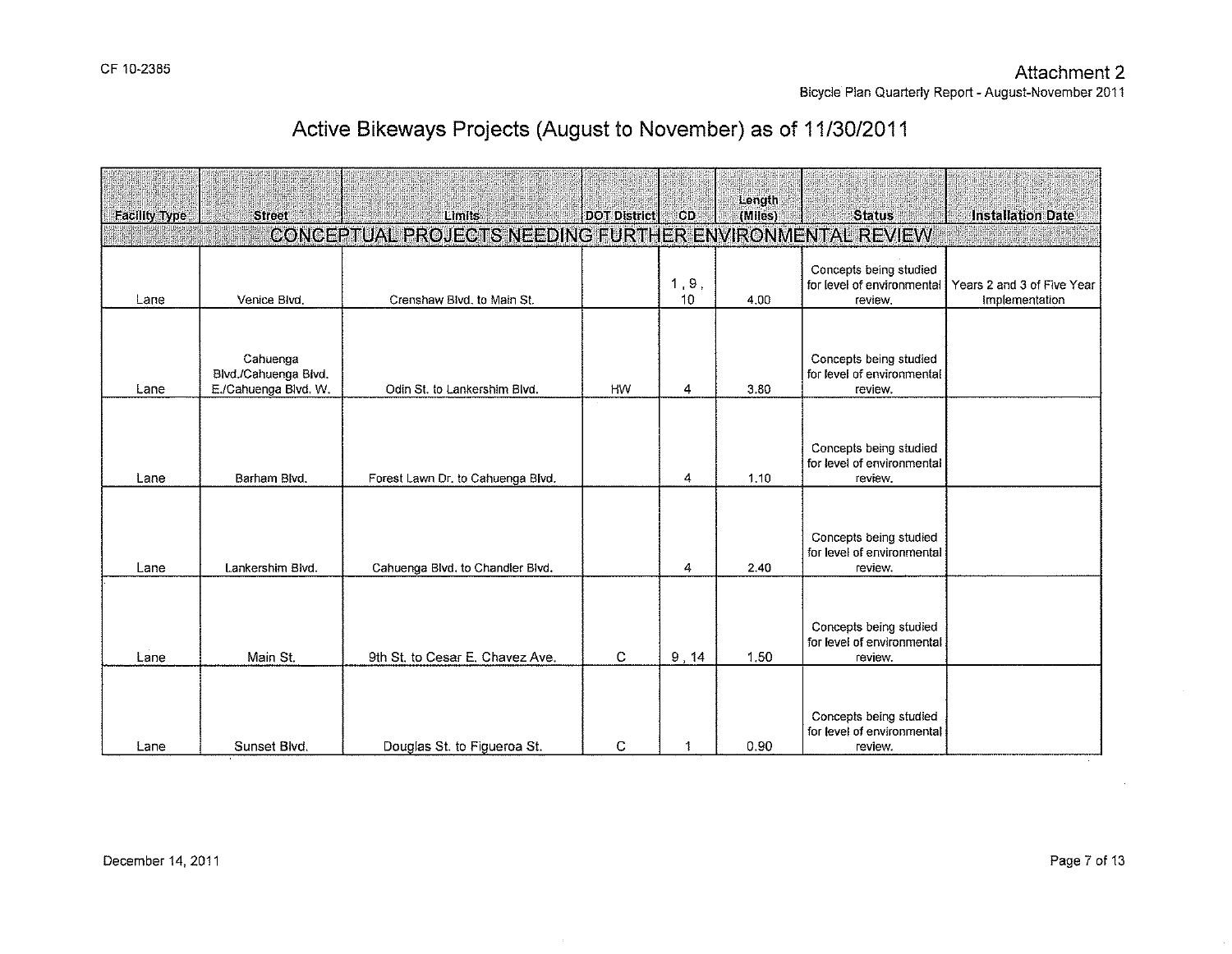CF 10-2385

Attachment 2

Bicycle Plan Quarterly Report - August-November 2011

# Active Bikeways Projects (August to November) as of 11/30/2011

| Facility Type | Street | Limits | DOT District | CD | Length (Miles) | Status | Installation Date |
|---|---|---|---|---|---|---|---|
| CONCEPTUAL PROJECTS NEEDING FURTHER ENVIRONMENTAL REVIEW | | | | | | | |
| Lane | Venice Blvd. | Crenshaw Blvd. to Main St. | | 1 , 9 , 10 | 4.00 | Concepts being studied for level of environmental review. | Years 2 and 3 of Five Year Implementation |
| Lane | Cahuenga Blvd./Cahuenga Blvd. E./Cahuenga Blvd. W. | Odin St. to Lankershim Blvd. | HW | 4 | 3.80 | Concepts being studied for level of environmental review. | |
| Lane | Barham Blvd. | Forest Lawn Dr. to Cahuenga Blvd. | | 4 | 1.10 | Concepts being studied for level of environmental review. | |
| Lane | Lankershim Blvd. | Cahuenga Blvd. to Chandler Blvd. | | 4 | 2.40 | Concepts being studied for level of environmental review. | |
| Lane | Main St. | 9th St. to Cesar E. Chavez Ave. | C | 9 , 14 | 1.50 | Concepts being studied for level of environmental review. | |
| Lane | Sunset Blvd. | Douglas St. to Figueroa St. | C | 1 | 0.90 | Concepts being studied for level of environmental review. | |

December 14, 2011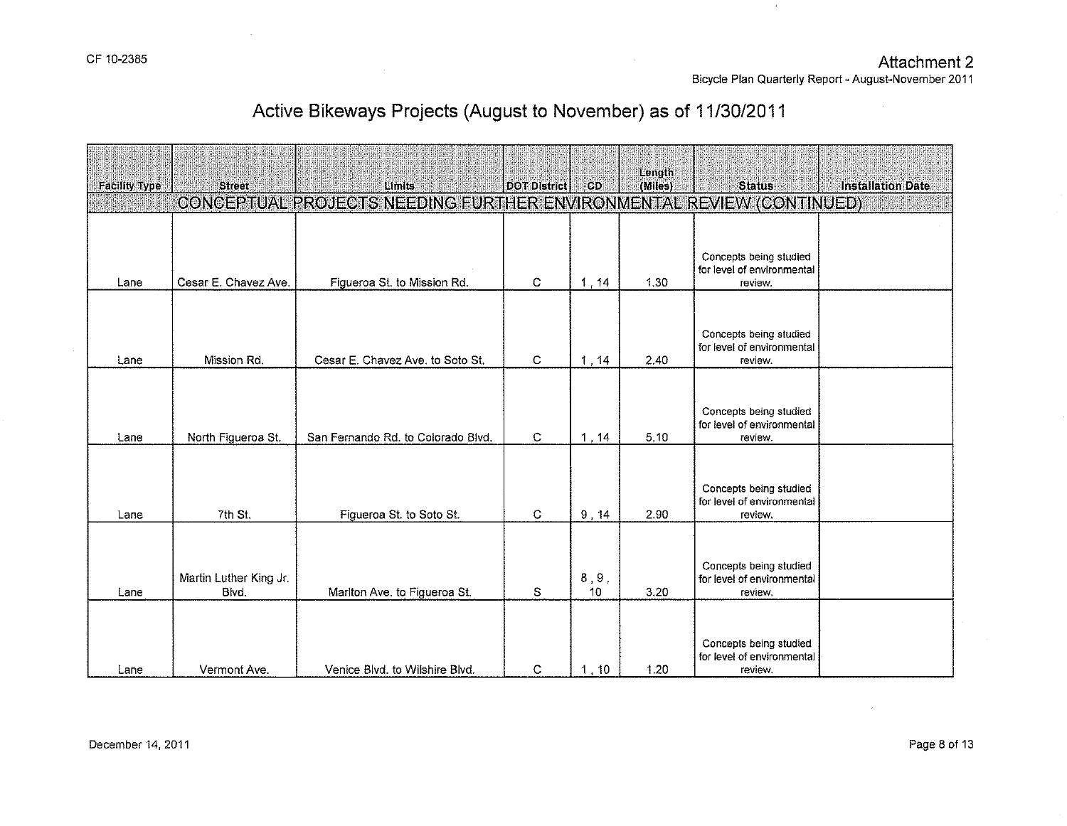Attachment 2

Bicycle Plan Quarterly Report - August-November 2011

# Active Bikeways Projects (August to November) as of 11/30/2011

| Facility Type | Street | Limits | DOT District | CD | Length (Miles) | Status | Installation Date |
|---|---|---|---|---|---|---|---|
| CONCEPTUAL PROJECTS NEEDING FURTHER ENVIRONMENTAL REVIEW (CONTINUED) | | | | | | | |
| Lane | Cesar E. Chavez Ave. | Figueroa St. to Mission Rd. | C | 1 , 14 | 1.30 | Concepts being studied for level of environmental review. | |
| Lane | Mission Rd. | Cesar E. Chavez Ave. to Soto St. | C | 1 , 14 | 2.40 | Concepts being studied for level of environmental review. | |
| Lane | North Figueroa St. | San Fernando Rd. to Colorado Blvd. | C | 1 , 14 | 5.10 | Concepts being studied for level of environmental review. | |
| Lane | 7th St. | Figueroa St. to Soto St. | C | 9 , 14 | 2.90 | Concepts being studied for level of environmental review. | |
| Lane | Martin Luther King Jr. Blvd. | Marlton Ave. to Figueroa St. | S | 8 , 9 , 10 | 3.20 | Concepts being studied for level of environmental review. | |
| Lane | Vermont Ave. | Venice Blvd. to Wilshire Blvd. | C | 1 , 10 | 1.20 | Concepts being studied for level of environmental review. | |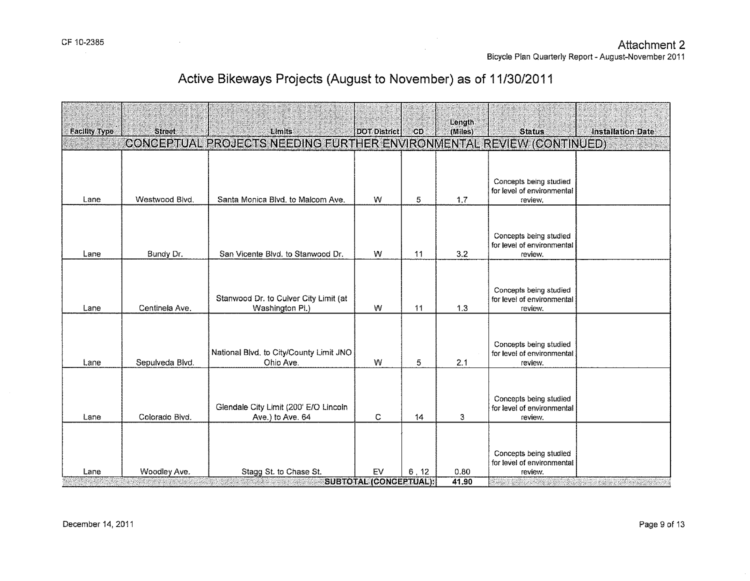# Active Bikeways Projects (August to November) as of 11/30/2011

| Facility Type | Street | Limits | DOT District | CD | Length (Miles) | Status | Installation Date |
|---|---|---|---|---|---|---|---|
| **CONCEPTUAL PROJECTS NEEDING FURTHER ENVIRONMENTAL REVIEW (CONTINUED)** | | | | | | | |
| Lane | Westwood Blvd. | Santa Monica Blvd. to Malcom Ave. | W | 5 | 1.7 | Concepts being studied for level of environmental review. | |
| Lane | Bundy Dr. | San Vicente Blvd. to Stanwood Dr. | W | 11 | 3.2 | Concepts being studied for level of environmental review. | |
| Lane | Centinela Ave. | Stanwood Dr. to Culver City Limit (at Washington Pl.) | W | 11 | 1.3 | Concepts being studied for level of environmental review. | |
| Lane | Sepulveda Blvd. | National Blvd. to City/County Limit JNO Ohio Ave. | W | 5 | 2.1 | Concepts being studied for level of environmental review. | |
| Lane | Colorado Blvd. | Glendale City Limit (200' E/O Lincoln Ave.) to Ave. 64 | C | 14 | 3 | Concepts being studied for level of environmental review. | |
| Lane | Woodley Ave. | Stagg St. to Chase St. | EV | 6 , 12 | 0.80 | Concepts being studied for level of environmental review. | |
| | | | | **SUBTOTAL (CONCEPTUAL):** | **41.90** | | |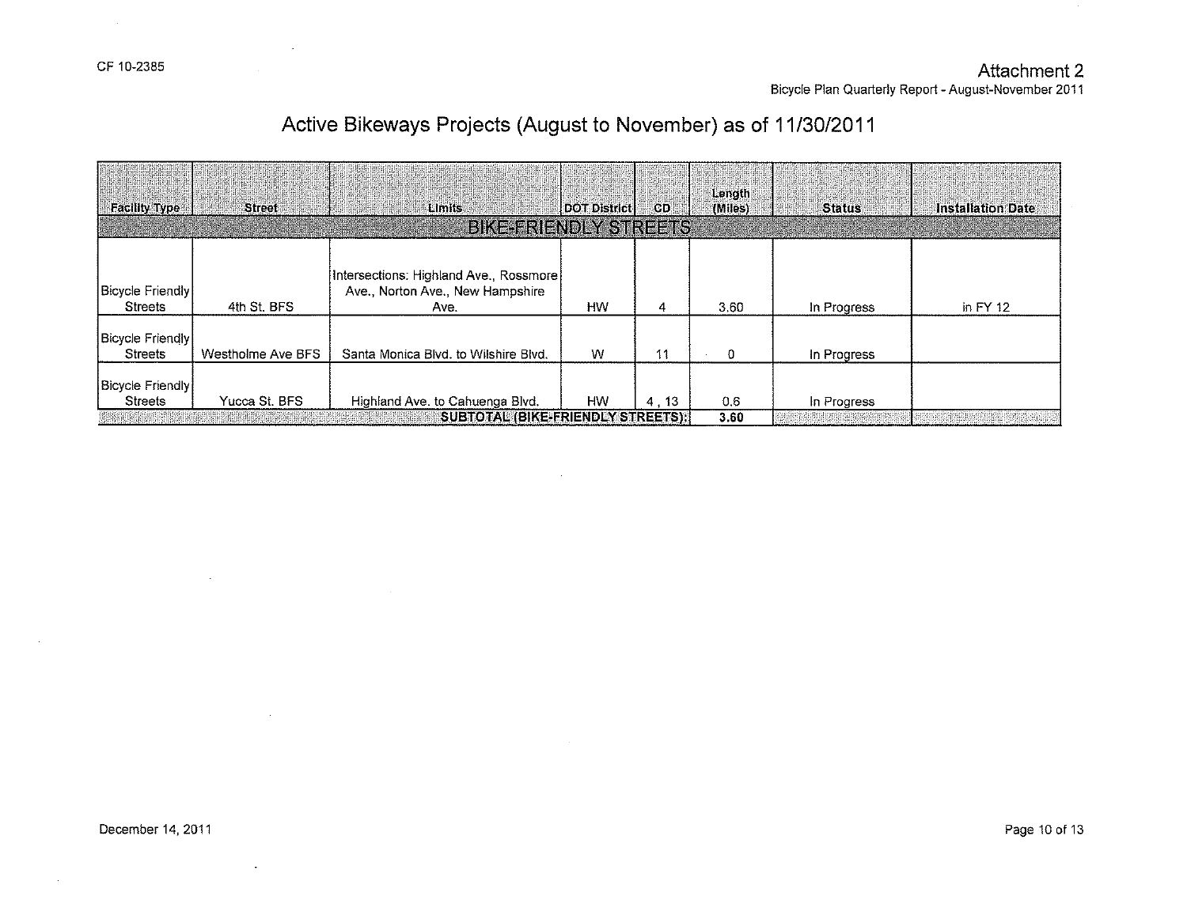CF 10-2385

Attachment 2

Bicycle Plan Quarterly Report - August-November 2011

# Active Bikeways Projects (August to November) as of 11/30/2011

| Facility Type | Street | Limits | DOT District | CD | Length (Miles) | Status | Installation Date |
|---|---|---|---|---|---|---|---|
| BIKE-FRIENDLY STREETS | | | | | | | |
| Bicycle Friendly Streets | 4th St. BFS | Intersections: Highland Ave., Rossmore Ave., Norton Ave., New Hampshire Ave. | HW | 4 | 3.60 | In Progress | in FY 12 |
| Bicycle Friendly Streets | Westholme Ave BFS | Santa Monica Blvd. to Wilshire Blvd. | W | 11 | 0 | In Progress | |
| Bicycle Friendly Streets | Yucca St. BFS | Highland Ave. to Cahuenga Blvd. | HW | 4 , 13 | 0.6 | In Progress | |
| | | SUBTOTAL (BIKE-FRIENDLY STREETS): | | | 3.60 | | |

December 14, 2011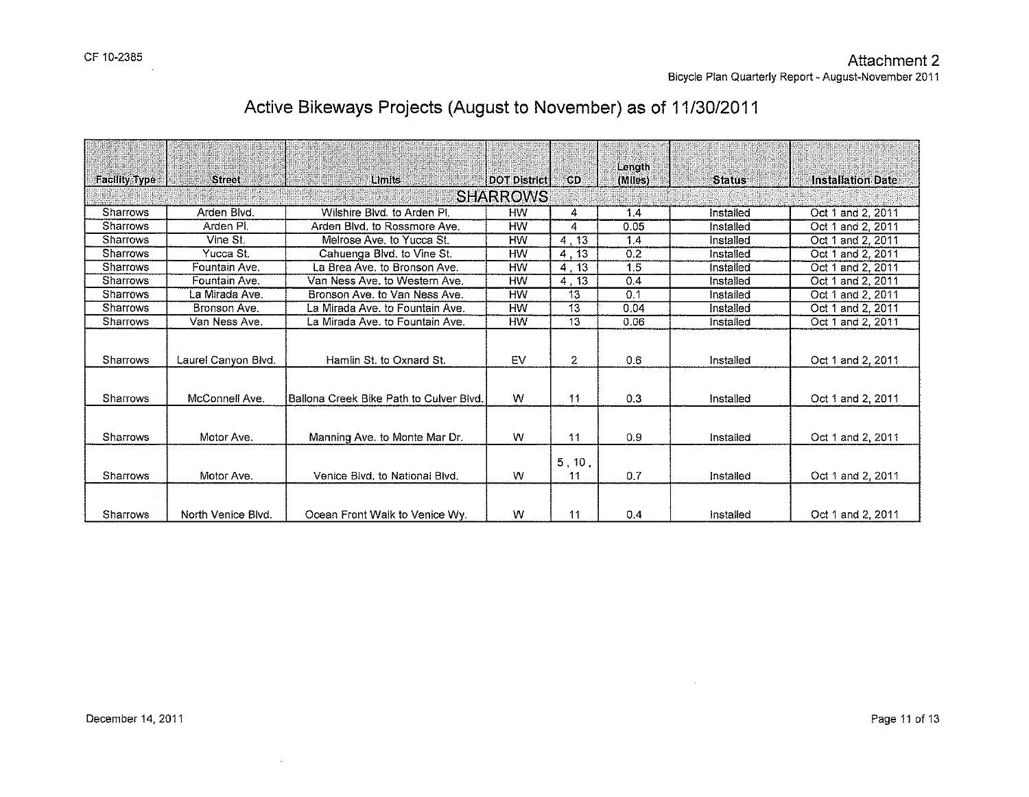CF 10-2385

Attachment 2

Bicycle Plan Quarterly Report - August-November 2011

# Active Bikeways Projects (August to November) as of 11/30/2011

| Facility Type | Street | Limits | DOT District | CD | Length (Miles) | Status | Installation Date |
|---|---|---|---|---|---|---|---|
| | | | SHARROWS | | | | |
| Sharrows | Arden Blvd. | Wilshire Blvd. to Arden Pl. | HW | 4 | 1.4 | Installed | Oct 1 and 2, 2011 |
| Sharrows | Arden Pl. | Arden Blvd. to Rossmore Ave. | HW | 4 | 0.05 | Installed | Oct 1 and 2, 2011 |
| Sharrows | Vine St. | Melrose Ave. to Yucca St. | HW | 4 , 13 | 1.4 | Installed | Oct 1 and 2, 2011 |
| Sharrows | Yucca St. | Cahuenga Blvd. to Vine St. | HW | 4 , 13 | 0.2 | Installed | Oct 1 and 2, 2011 |
| Sharrows | Fountain Ave. | La Brea Ave. to Bronson Ave. | HW | 4 , 13 | 1.5 | Installed | Oct 1 and 2, 2011 |
| Sharrows | Fountain Ave. | Van Ness Ave. to Western Ave. | HW | 4 , 13 | 0.4 | Installed | Oct 1 and 2, 2011 |
| Sharrows | La Mirada Ave. | Bronson Ave. to Van Ness Ave. | HW | 13 | 0.1 | Installed | Oct 1 and 2, 2011 |
| Sharrows | Bronson Ave. | La Mirada Ave. to Fountain Ave. | HW | 13 | 0.04 | Installed | Oct 1 and 2, 2011 |
| Sharrows | Van Ness Ave. | La Mirada Ave. to Fountain Ave. | HW | 13 | 0.06 | Installed | Oct 1 and 2, 2011 |
| Sharrows | Laurel Canyon Blvd. | Hamlin St. to Oxnard St. | EV | 2 | 0.6 | Installed | Oct 1 and 2, 2011 |
| Sharrows | McConnell Ave. | Ballona Creek Bike Path to Culver Blvd. | W | 11 | 0.3 | Installed | Oct 1 and 2, 2011 |
| Sharrows | Motor Ave. | Manning Ave. to Monte Mar Dr. | W | 11 | 0.9 | Installed | Oct 1 and 2, 2011 |
| Sharrows | Motor Ave. | Venice Blvd. to National Blvd. | W | 5 , 10 , 11 | 0.7 | Installed | Oct 1 and 2, 2011 |
| Sharrows | North Venice Blvd. | Ocean Front Walk to Venice Wy. | W | 11 | 0.4 | Installed | Oct 1 and 2, 2011 |

December 14, 2011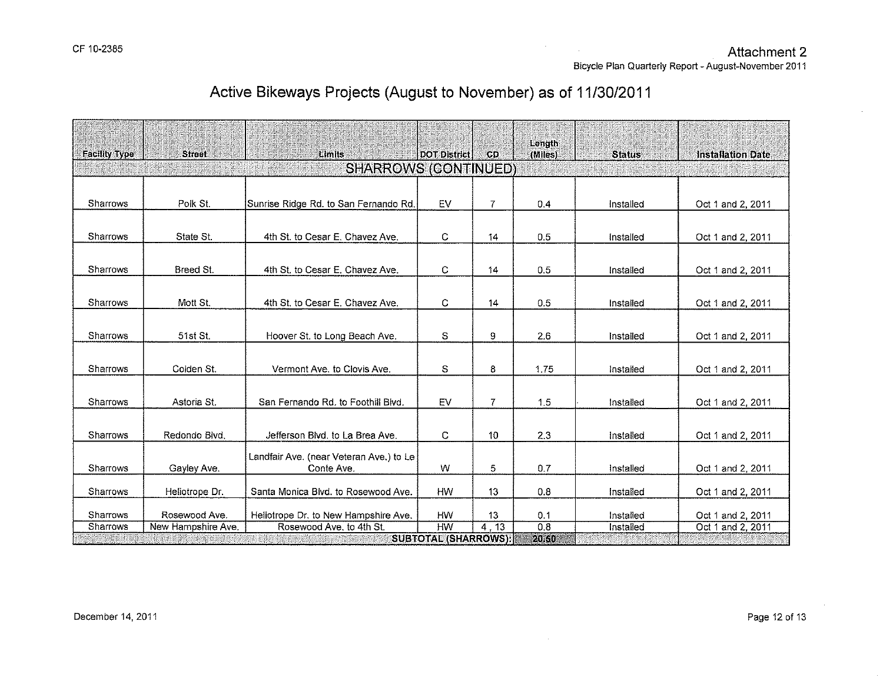# Active Bikeways Projects (August to November) as of 11/30/2011

| Facility Type | Street | Limits | DOT District | CD | Length (Miles) | Status | Installation Date |
|---|---|---|---|---|---|---|---|
| SHARROWS (CONTINUED) | | | | | | | |
| Sharrows | Polk St. | Sunrise Ridge Rd. to San Fernando Rd. | EV | 7 | 0.4 | Installed | Oct 1 and 2, 2011 |
| Sharrows | State St. | 4th St. to Cesar E. Chavez Ave. | C | 14 | 0.5 | Installed | Oct 1 and 2, 2011 |
| Sharrows | Breed St. | 4th St. to Cesar E. Chavez Ave. | C | 14 | 0.5 | Installed | Oct 1 and 2, 2011 |
| Sharrows | Mott St. | 4th St. to Cesar E. Chavez Ave. | C | 14 | 0.5 | Installed | Oct 1 and 2, 2011 |
| Sharrows | 51st St. | Hoover St. to Long Beach Ave. | S | 9 | 2.6 | Installed | Oct 1 and 2, 2011 |
| Sharrows | Colden St. | Vermont Ave. to Clovis Ave. | S | 8 | 1.75 | Installed | Oct 1 and 2, 2011 |
| Sharrows | Astoria St. | San Fernando Rd. to Foothill Blvd. | EV | 7 | 1.5 | Installed | Oct 1 and 2, 2011 |
| Sharrows | Redondo Blvd. | Jefferson Blvd. to La Brea Ave. | C | 10 | 2.3 | Installed | Oct 1 and 2, 2011 |
| Sharrows | Gayley Ave. | Landfair Ave. (near Veteran Ave.) to Le Conte Ave. | W | 5 | 0.7 | Installed | Oct 1 and 2, 2011 |
| Sharrows | Heliotrope Dr. | Santa Monica Blvd. to Rosewood Ave. | HW | 13 | 0.8 | Installed | Oct 1 and 2, 2011 |
| Sharrows | Rosewood Ave. | Heliotrope Dr. to New Hampshire Ave. | HW | 13 | 0.1 | Installed | Oct 1 and 2, 2011 |
| Sharrows | New Hampshire Ave. | Rosewood Ave. to 4th St. | HW | 4, 13 | 0.8 | Installed | Oct 1 and 2, 2011 |
| | | | SUBTOTAL (SHARROWS): | | 20.50 | | |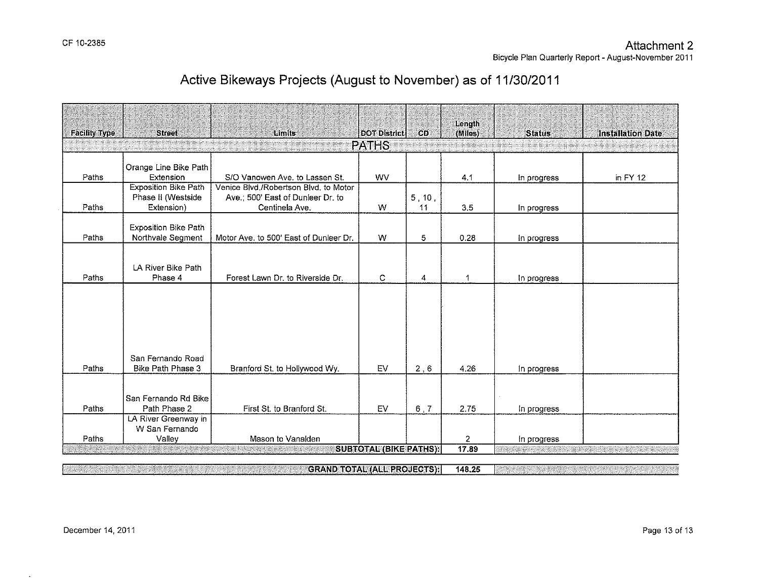CF 10-2385

Attachment 2

Bicycle Plan Quarterly Report - August-November 2011

# Active Bikeways Projects (August to November) as of 11/30/2011

| Facility Type | Street | Limits | DOT District | CD | Length (Miles) | Status | Installation Date |
|---|---|---|---|---|---|---|---|
| | | | PATHS | | | | |
| Paths | Orange Line Bike Path Extension | S/O Vanowen Ave. to Lassen St. | WV | | 4.1 | In progress | in FY 12 |
| Paths | Exposition Bike Path Phase II (Westside Extension) | Venice Blvd./Robertson Blvd. to Motor Ave.; 500' East of Dunleer Dr. to Centinela Ave. | W | 5 , 10 , 11 | 3.5 | In progress | |
| Paths | Exposition Bike Path Northvale Segment | Motor Ave. to 500' East of Dunleer Dr. | W | 5 | 0.28 | In progress | |
| Paths | LA River Bike Path Phase 4 | Forest Lawn Dr. to Riverside Dr. | C | 4 | 1 | In progress | |
| Paths | San Fernando Road Bike Path Phase 3 | Branford St. to Hollywood Wy. | EV | 2 , 6 | 4.26 | In progress | |
| Paths | San Fernando Rd Bike Path Phase 2 | First St. to Branford St. | EV | 6 , 7 | 2.75 | In progress | |
| Paths | LA River Greenway in W San Fernando Valley | Mason to Vanalden | | | 2 | In progress | |
| | | | SUBTOTAL (BIKE PATHS): | | 17.89 | | |
| | | | GRAND TOTAL (ALL PROJECTS): | | 148.25 | | |

December 14, 2011